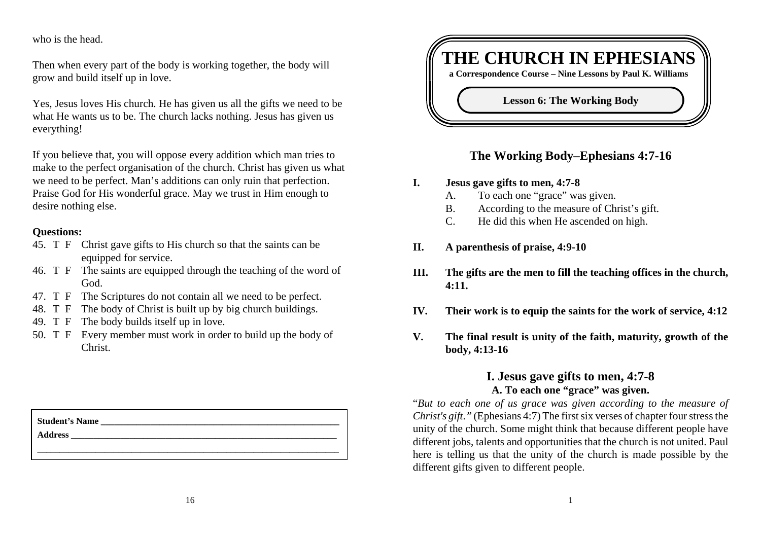who is the head.

Then when every part of the body is working together, the body will grow and build itself up in love.

Yes, Jesus loves His church. He has given us all the gifts we need to be what He wants us to be. The church lacks nothing. Jesus has given us everything!

If you believe that, you will oppose every addition which man tries to make to the perfect organisation of the church. Christ has given us what we need to be perfect. Man's additions can only ruin that perfection. Praise God for His wonderful grace. May we trust in Him enough to desire nothing else.

**Questions:**

45. T F Christ gave gifts to His church so that the saints can be equipped for service.
46. T F The saints are equipped through the teaching of the word of God.
47. T F The Scriptures do not contain all we need to be perfect.
48. T F The body of Christ is built up by big church buildings.
49. T F The body builds itself up in love.
50. T F Every member must work in order to build up the body of Christ.

**Student's Name** ______________________________

**Address** ______________________________

______________________________

# THE CHURCH IN EPHESIANS

**a Correspondence Course – Nine Lessons by Paul K. Williams**

**Lesson 6: The Working Body**

## The Working Body–Ephesians 4:7-16

- **I. Jesus gave gifts to men, 4:7-8**
  - A. To each one "grace" was given.
  - B. According to the measure of Christ's gift.
  - C. He did this when He ascended on high.
- **II. A parenthesis of praise, 4:9-10**
- **III. The gifts are the men to fill the teaching offices in the church, 4:11.**
- **IV. Their work is to equip the saints for the work of service, 4:12**
- **V. The final result is unity of the faith, maturity, growth of the body, 4:13-16**

## I. Jesus gave gifts to men, 4:7-8

### A. To each one "grace" was given.

"*But to each one of us grace was given according to the measure of Christ's gift."* (Ephesians 4:7) The first six verses of chapter four stress the unity of the church. Some might think that because different people have different jobs, talents and opportunities that the church is not united. Paul here is telling us that the unity of the church is made possible by the different gifts given to different people.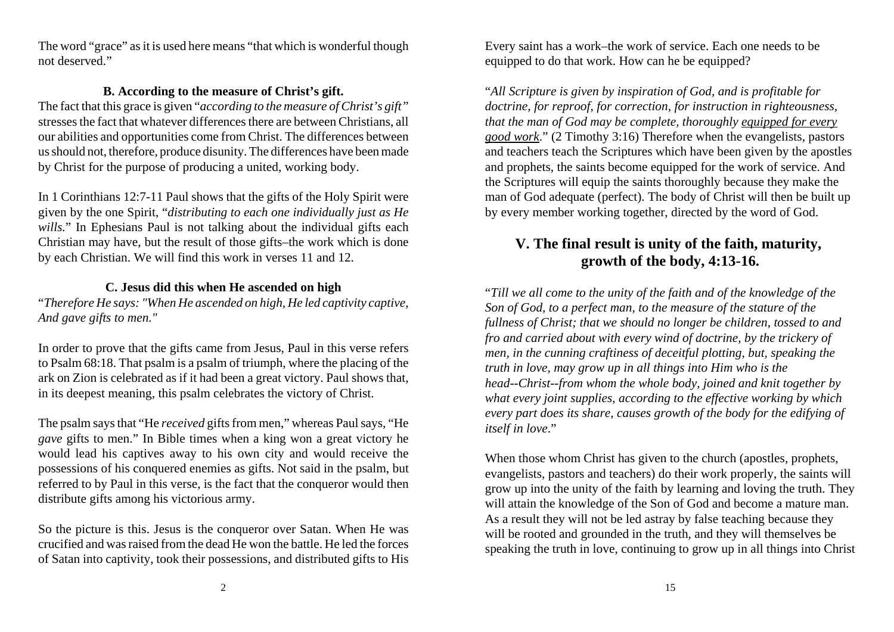The word "grace" as it is used here means "that which is wonderful though not deserved."

### B. According to the measure of Christ's gift.

The fact that this grace is given "*according to the measure of Christ's gift"* stresses the fact that whatever differences there are between Christians, all our abilities and opportunities come from Christ. The differences between us should not, therefore, produce disunity. The differences have been made by Christ for the purpose of producing a united, working body.

In 1 Corinthians 12:7-11 Paul shows that the gifts of the Holy Spirit were given by the one Spirit, "*distributing to each one individually just as He wills.*" In Ephesians Paul is not talking about the individual gifts each Christian may have, but the result of those gifts–the work which is done by each Christian. We will find this work in verses 11 and 12.

### C. Jesus did this when He ascended on high

"*Therefore He says: "When He ascended on high, He led captivity captive, And gave gifts to men."*

In order to prove that the gifts came from Jesus, Paul in this verse refers to Psalm 68:18. That psalm is a psalm of triumph, where the placing of the ark on Zion is celebrated as if it had been a great victory. Paul shows that, in its deepest meaning, this psalm celebrates the victory of Christ.

The psalm says that "He *received* gifts from men," whereas Paul says, "He *gave* gifts to men." In Bible times when a king won a great victory he would lead his captives away to his own city and would receive the possessions of his conquered enemies as gifts. Not said in the psalm, but referred to by Paul in this verse, is the fact that the conqueror would then distribute gifts among his victorious army.

So the picture is this. Jesus is the conqueror over Satan. When He was crucified and was raised from the dead He won the battle. He led the forces of Satan into captivity, took their possessions, and distributed gifts to His

Every saint has a work–the work of service. Each one needs to be equipped to do that work. How can he be equipped?

"*All Scripture is given by inspiration of God, and is profitable for doctrine, for reproof, for correction, for instruction in righteousness, that the man of God may be complete, thoroughly equipped for every good work.*" (2 Timothy 3:16) Therefore when the evangelists, pastors and teachers teach the Scriptures which have been given by the apostles and prophets, the saints become equipped for the work of service. And the Scriptures will equip the saints thoroughly because they make the man of God adequate (perfect). The body of Christ will then be built up by every member working together, directed by the word of God.

## V. The final result is unity of the faith, maturity, growth of the body, 4:13-16.

"*Till we all come to the unity of the faith and of the knowledge of the Son of God, to a perfect man, to the measure of the stature of the fullness of Christ; that we should no longer be children, tossed to and fro and carried about with every wind of doctrine, by the trickery of men, in the cunning craftiness of deceitful plotting, but, speaking the truth in love, may grow up in all things into Him who is the head--Christ--from whom the whole body, joined and knit together by what every joint supplies, according to the effective working by which every part does its share, causes growth of the body for the edifying of itself in love*."

When those whom Christ has given to the church (apostles, prophets, evangelists, pastors and teachers) do their work properly, the saints will grow up into the unity of the faith by learning and loving the truth. They will attain the knowledge of the Son of God and become a mature man. As a result they will not be led astray by false teaching because they will be rooted and grounded in the truth, and they will themselves be speaking the truth in love, continuing to grow up in all things into Christ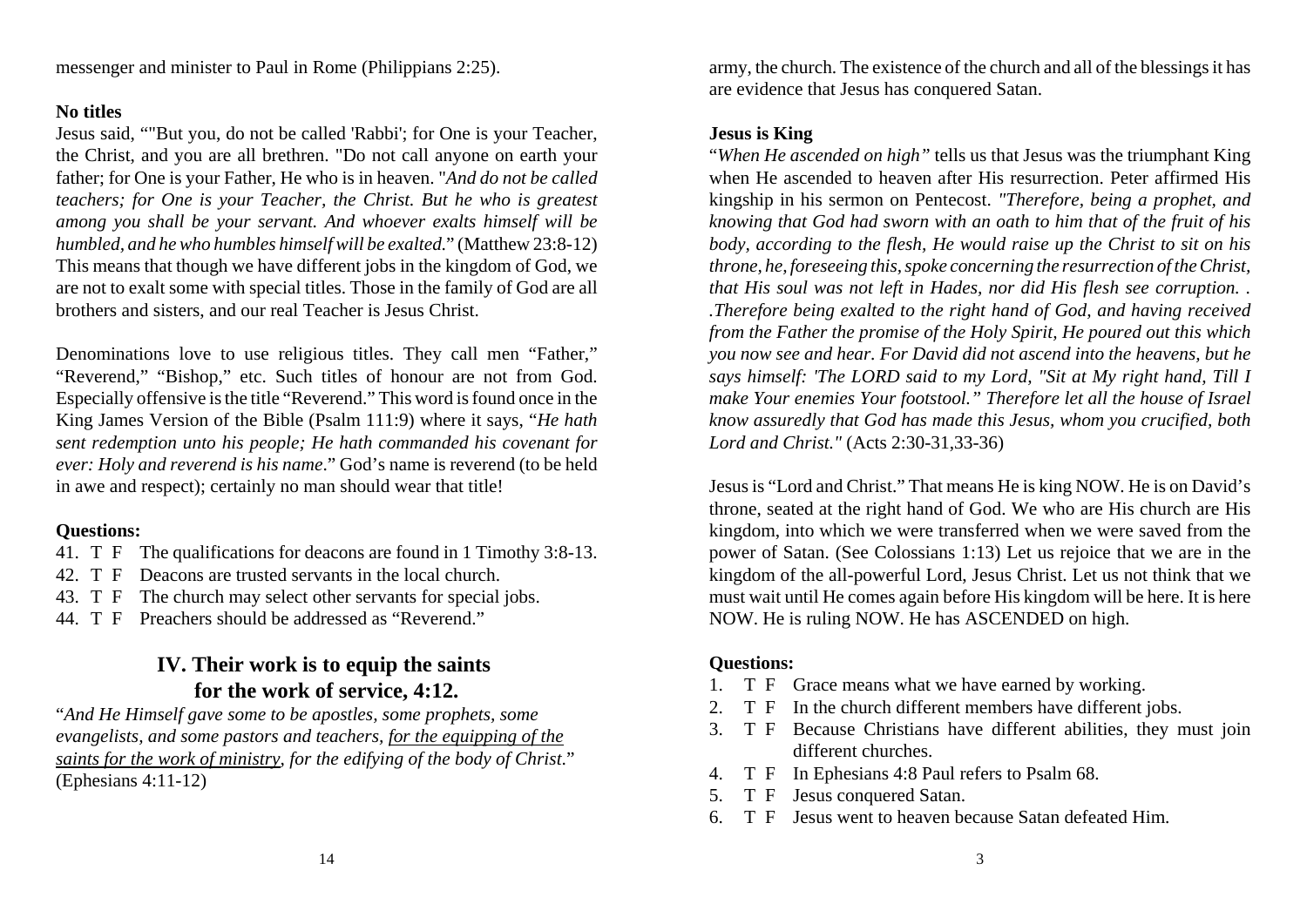messenger and minister to Paul in Rome (Philippians 2:25).

**No titles**

Jesus said, ""But you, do not be called 'Rabbi'; for One is your Teacher, the Christ, and you are all brethren. "Do not call anyone on earth your father; for One is your Father, He who is in heaven. "*And do not be called teachers; for One is your Teacher, the Christ. But he who is greatest among you shall be your servant. And whoever exalts himself will be humbled, and he who humbles himself will be exalted.*" (Matthew 23:8-12) This means that though we have different jobs in the kingdom of God, we are not to exalt some with special titles. Those in the family of God are all brothers and sisters, and our real Teacher is Jesus Christ.

Denominations love to use religious titles. They call men "Father," "Reverend," "Bishop," etc. Such titles of honour are not from God. Especially offensive is the title "Reverend." This word is found once in the King James Version of the Bible (Psalm 111:9) where it says, "*He hath sent redemption unto his people; He hath commanded his covenant for ever: Holy and reverend is his name*." God's name is reverend (to be held in awe and respect); certainly no man should wear that title!

**Questions:**

41. T F The qualifications for deacons are found in 1 Timothy 3:8-13.
42. T F Deacons are trusted servants in the local church.
43. T F The church may select other servants for special jobs.
44. T F Preachers should be addressed as "Reverend."

## IV. Their work is to equip the saints for the work of service, 4:12.

"*And He Himself gave some to be apostles, some prophets, some evangelists, and some pastors and teachers, <u>for the equipping of the saints for the work of ministry</u>, for the edifying of the body of Christ*." (Ephesians 4:11-12)

army, the church. The existence of the church and all of the blessings it has are evidence that Jesus has conquered Satan.

**Jesus is King**

"*When He ascended on high*" tells us that Jesus was the triumphant King when He ascended to heaven after His resurrection. Peter affirmed His kingship in his sermon on Pentecost. *"Therefore, being a prophet, and knowing that God had sworn with an oath to him that of the fruit of his body, according to the flesh, He would raise up the Christ to sit on his throne, he, foreseeing this, spoke concerning the resurrection of the Christ, that His soul was not left in Hades, nor did His flesh see corruption. . .Therefore being exalted to the right hand of God, and having received from the Father the promise of the Holy Spirit, He poured out this which you now see and hear. For David did not ascend into the heavens, but he says himself: 'The LORD said to my Lord, "Sit at My right hand, Till I make Your enemies Your footstool." Therefore let all the house of Israel know assuredly that God has made this Jesus, whom you crucified, both Lord and Christ."* (Acts 2:30-31,33-36)

Jesus is "Lord and Christ." That means He is king NOW. He is on David's throne, seated at the right hand of God. We who are His church are His kingdom, into which we were transferred when we were saved from the power of Satan. (See Colossians 1:13) Let us rejoice that we are in the kingdom of the all-powerful Lord, Jesus Christ. Let us not think that we must wait until He comes again before His kingdom will be here. It is here NOW. He is ruling NOW. He has ASCENDED on high.

**Questions:**

1. T F Grace means what we have earned by working.
2. T F In the church different members have different jobs.
3. T F Because Christians have different abilities, they must join different churches.
4. T F In Ephesians 4:8 Paul refers to Psalm 68.
5. T F Jesus conquered Satan.
6. T F Jesus went to heaven because Satan defeated Him.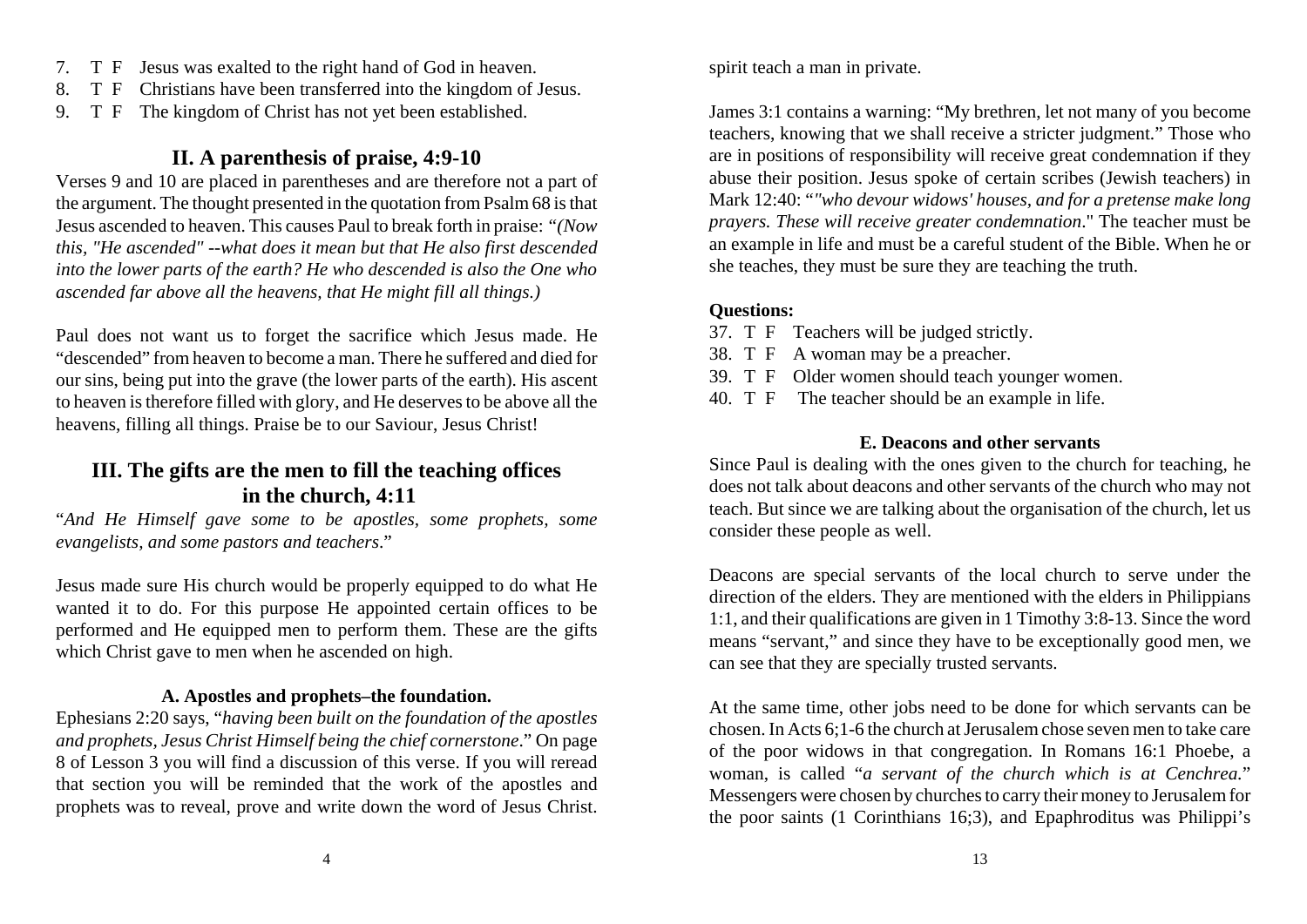7. T F Jesus was exalted to the right hand of God in heaven.
8. T F Christians have been transferred into the kingdom of Jesus.
9. T F The kingdom of Christ has not yet been established.

## II. A parenthesis of praise, 4:9-10

Verses 9 and 10 are placed in parentheses and are therefore not a part of the argument. The thought presented in the quotation from Psalm 68 is that Jesus ascended to heaven. This causes Paul to break forth in praise: *"(Now this, "He ascended" --what does it mean but that He also first descended into the lower parts of the earth? He who descended is also the One who ascended far above all the heavens, that He might fill all things.)*

Paul does not want us to forget the sacrifice which Jesus made. He "descended" from heaven to become a man. There he suffered and died for our sins, being put into the grave (the lower parts of the earth). His ascent to heaven is therefore filled with glory, and He deserves to be above all the heavens, filling all things. Praise be to our Saviour, Jesus Christ!

## III. The gifts are the men to fill the teaching offices in the church, 4:11

"*And He Himself gave some to be apostles, some prophets, some evangelists, and some pastors and teachers*."

Jesus made sure His church would be properly equipped to do what He wanted it to do. For this purpose He appointed certain offices to be performed and He equipped men to perform them. These are the gifts which Christ gave to men when he ascended on high.

### A. Apostles and prophets–the foundation.

Ephesians 2:20 says, "*having been built on the foundation of the apostles and prophets, Jesus Christ Himself being the chief cornerstone*." On page 8 of Lesson 3 you will find a discussion of this verse. If you will reread that section you will be reminded that the work of the apostles and prophets was to reveal, prove and write down the word of Jesus Christ.

spirit teach a man in private.

James 3:1 contains a warning: "My brethren, let not many of you become teachers, knowing that we shall receive a stricter judgment." Those who are in positions of responsibility will receive great condemnation if they abuse their position. Jesus spoke of certain scribes (Jewish teachers) in Mark 12:40: "*"who devour widows' houses, and for a pretense make long prayers. These will receive greater condemnation*." The teacher must be an example in life and must be a careful student of the Bible. When he or she teaches, they must be sure they are teaching the truth.

**Questions:**

37. T F Teachers will be judged strictly.
38. T F A woman may be a preacher.
39. T F Older women should teach younger women.
40. T F The teacher should be an example in life.

### E. Deacons and other servants

Since Paul is dealing with the ones given to the church for teaching, he does not talk about deacons and other servants of the church who may not teach. But since we are talking about the organisation of the church, let us consider these people as well.

Deacons are special servants of the local church to serve under the direction of the elders. They are mentioned with the elders in Philippians 1:1, and their qualifications are given in 1 Timothy 3:8-13. Since the word means "servant," and since they have to be exceptionally good men, we can see that they are specially trusted servants.

At the same time, other jobs need to be done for which servants can be chosen. In Acts 6;1-6 the church at Jerusalem chose seven men to take care of the poor widows in that congregation. In Romans 16:1 Phoebe, a woman, is called "*a servant of the church which is at Cenchrea*." Messengers were chosen by churches to carry their money to Jerusalem for the poor saints (1 Corinthians 16;3), and Epaphroditus was Philippi's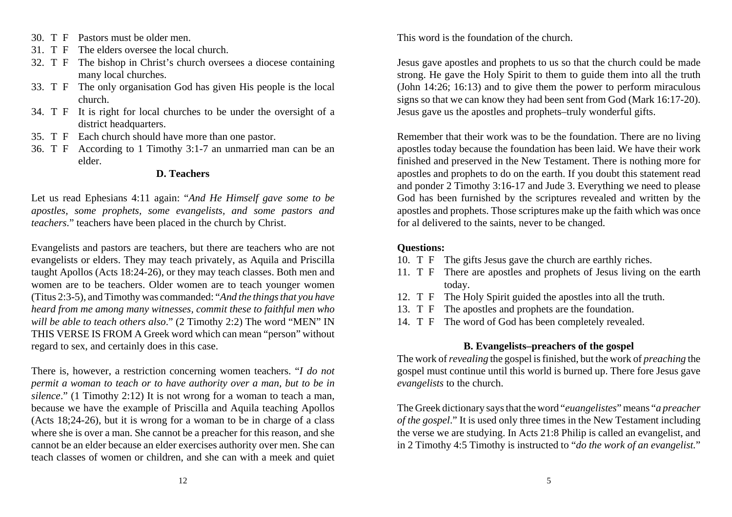30. T F Pastors must be older men.
31. T F The elders oversee the local church.
32. T F The bishop in Christ's church oversees a diocese containing many local churches.
33. T F The only organisation God has given His people is the local church.
34. T F It is right for local churches to be under the oversight of a district headquarters.
35. T F Each church should have more than one pastor.
36. T F According to 1 Timothy 3:1-7 an unmarried man can be an elder.

### D. Teachers

Let us read Ephesians 4:11 again: "*And He Himself gave some to be apostles, some prophets, some evangelists, and some pastors and teachers*." teachers have been placed in the church by Christ.

Evangelists and pastors are teachers, but there are teachers who are not evangelists or elders. They may teach privately, as Aquila and Priscilla taught Apollos (Acts 18:24-26), or they may teach classes. Both men and women are to be teachers. Older women are to teach younger women (Titus 2:3-5), and Timothy was commanded: "*And the things that you have heard from me among many witnesses, commit these to faithful men who will be able to teach others also*." (2 Timothy 2:2) The word "MEN" IN THIS VERSE IS FROM A Greek word which can mean "person" without regard to sex, and certainly does in this case.

There is, however, a restriction concerning women teachers. "*I do not permit a woman to teach or to have authority over a man, but to be in silence*." (1 Timothy 2:12) It is not wrong for a woman to teach a man, because we have the example of Priscilla and Aquila teaching Apollos (Acts 18;24-26), but it is wrong for a woman to be in charge of a class where she is over a man. She cannot be a preacher for this reason, and she cannot be an elder because an elder exercises authority over men. She can teach classes of women or children, and she can with a meek and quiet

This word is the foundation of the church.

Jesus gave apostles and prophets to us so that the church could be made strong. He gave the Holy Spirit to them to guide them into all the truth (John 14:26; 16:13) and to give them the power to perform miraculous signs so that we can know they had been sent from God (Mark 16:17-20). Jesus gave us the apostles and prophets–truly wonderful gifts.

Remember that their work was to be the foundation. There are no living apostles today because the foundation has been laid. We have their work finished and preserved in the New Testament. There is nothing more for apostles and prophets to do on the earth. If you doubt this statement read and ponder 2 Timothy 3:16-17 and Jude 3. Everything we need to please God has been furnished by the scriptures revealed and written by the apostles and prophets. Those scriptures make up the faith which was once for al delivered to the saints, never to be changed.

**Questions:**

10. T F The gifts Jesus gave the church are earthly riches.
11. T F There are apostles and prophets of Jesus living on the earth today.
12. T F The Holy Spirit guided the apostles into all the truth.
13. T F The apostles and prophets are the foundation.
14. T F The word of God has been completely revealed.

### B. Evangelists–preachers of the gospel

The work of *revealing* the gospel is finished, but the work of *preaching* the gospel must continue until this world is burned up. There fore Jesus gave *evangelists* to the church.

The Greek dictionary says that the word "*euangelistes*" means "*a preacher of the gospel*." It is used only three times in the New Testament including the verse we are studying. In Acts 21:8 Philip is called an evangelist, and in 2 Timothy 4:5 Timothy is instructed to "*do the work of an evangelist.*"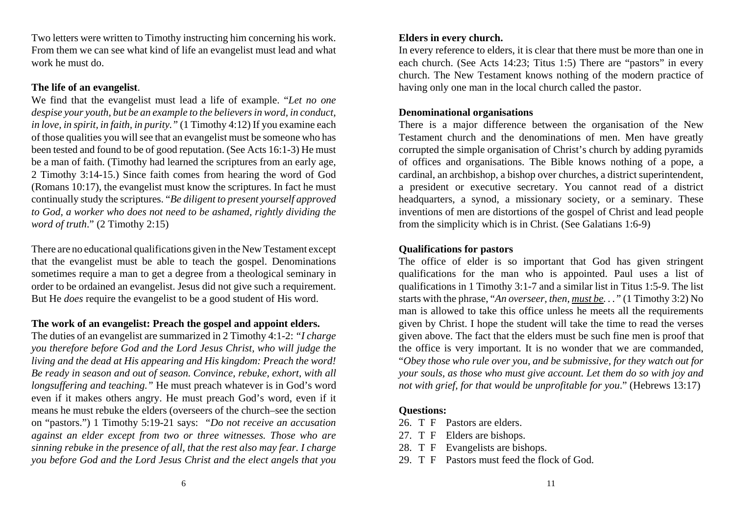Two letters were written to Timothy instructing him concerning his work. From them we can see what kind of life an evangelist must lead and what work he must do.

**The life of an evangelist**.

We find that the evangelist must lead a life of example. "*Let no one despise your youth, but be an example to the believers in word, in conduct, in love, in spirit, in faith, in purity."* (1 Timothy 4:12) If you examine each of those qualities you will see that an evangelist must be someone who has been tested and found to be of good reputation. (See Acts 16:1-3) He must be a man of faith. (Timothy had learned the scriptures from an early age, 2 Timothy 3:14-15.) Since faith comes from hearing the word of God (Romans 10:17), the evangelist must know the scriptures. In fact he must continually study the scriptures. "*Be diligent to present yourself approved to God, a worker who does not need to be ashamed, rightly dividing the word of truth*." (2 Timothy 2:15)

There are no educational qualifications given in the New Testament except that the evangelist must be able to teach the gospel. Denominations sometimes require a man to get a degree from a theological seminary in order to be ordained an evangelist. Jesus did not give such a requirement. But He *does* require the evangelist to be a good student of His word.

**The work of an evangelist: Preach the gospel and appoint elders.**

The duties of an evangelist are summarized in 2 Timothy 4:1-2: *"I charge you therefore before God and the Lord Jesus Christ, who will judge the living and the dead at His appearing and His kingdom: Preach the word! Be ready in season and out of season. Convince, rebuke, exhort, with all longsuffering and teaching."* He must preach whatever is in God's word even if it makes others angry. He must preach God's word, even if it means he must rebuke the elders (overseers of the church–see the section on "pastors.") 1 Timothy 5:19-21 says: *"Do not receive an accusation against an elder except from two or three witnesses. Those who are sinning rebuke in the presence of all, that the rest also may fear. I charge you before God and the Lord Jesus Christ and the elect angels that you*

**Elders in every church.**

In every reference to elders, it is clear that there must be more than one in each church. (See Acts 14:23; Titus 1:5) There are "pastors" in every church. The New Testament knows nothing of the modern practice of having only one man in the local church called the pastor.

**Denominational organisations**

There is a major difference between the organisation of the New Testament church and the denominations of men. Men have greatly corrupted the simple organisation of Christ's church by adding pyramids of offices and organisations. The Bible knows nothing of a pope, a cardinal, an archbishop, a bishop over churches, a district superintendent, a president or executive secretary. You cannot read of a district headquarters, a synod, a missionary society, or a seminary. These inventions of men are distortions of the gospel of Christ and lead people from the simplicity which is in Christ. (See Galatians 1:6-9)

**Qualifications for pastors**

The office of elder is so important that God has given stringent qualifications for the man who is appointed. Paul uses a list of qualifications in 1 Timothy 3:1-7 and a similar list in Titus 1:5-9. The list starts with the phrase, "*An overseer, then, <u>must be</u>. . ."* (1 Timothy 3:2) No man is allowed to take this office unless he meets all the requirements given by Christ. I hope the student will take the time to read the verses given above. The fact that the elders must be such fine men is proof that the office is very important. It is no wonder that we are commanded, "*Obey those who rule over you, and be submissive, for they watch out for your souls, as those who must give account. Let them do so with joy and not with grief, for that would be unprofitable for you*." (Hebrews 13:17)

**Questions:**

26. T F Pastors are elders.
27. T F Elders are bishops.
28. T F Evangelists are bishops.
29. T F Pastors must feed the flock of God.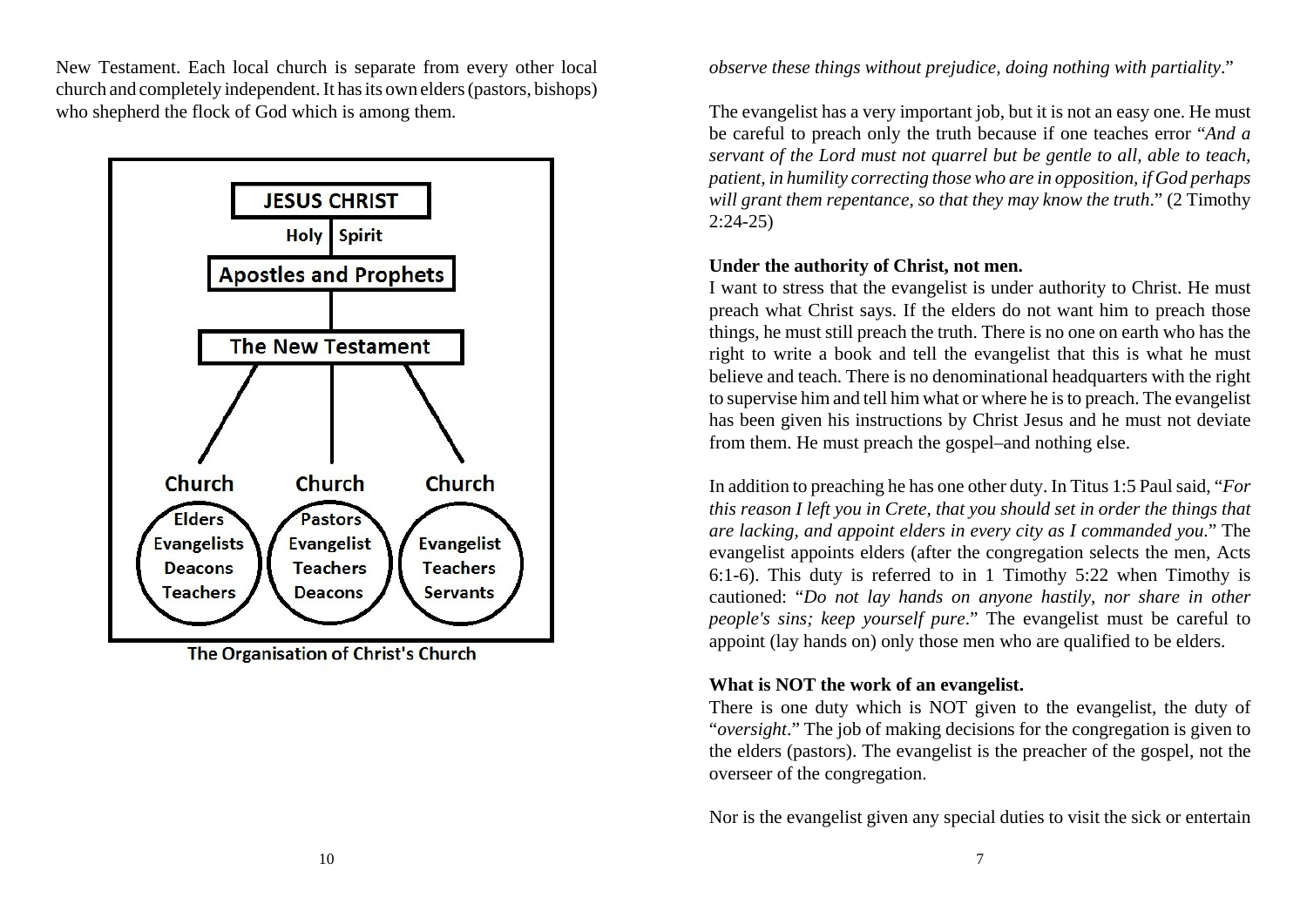New Testament. Each local church is separate from every other local church and completely independent. It has its own elders (pastors, bishops) who shepherd the flock of God which is among them.

The Organisation of Christ's Church

*observe these things without prejudice, doing nothing with partiality*."

The evangelist has a very important job, but it is not an easy one. He must be careful to preach only the truth because if one teaches error "*And a servant of the Lord must not quarrel but be gentle to all, able to teach, patient, in humility correcting those who are in opposition, if God perhaps will grant them repentance, so that they may know the truth*." (2 Timothy 2:24-25)

**Under the authority of Christ, not men.**

I want to stress that the evangelist is under authority to Christ. He must preach what Christ says. If the elders do not want him to preach those things, he must still preach the truth. There is no one on earth who has the right to write a book and tell the evangelist that this is what he must believe and teach. There is no denominational headquarters with the right to supervise him and tell him what or where he is to preach. The evangelist has been given his instructions by Christ Jesus and he must not deviate from them. He must preach the gospel–and nothing else.

In addition to preaching he has one other duty. In Titus 1:5 Paul said, "*For this reason I left you in Crete, that you should set in order the things that are lacking, and appoint elders in every city as I commanded you*." The evangelist appoints elders (after the congregation selects the men, Acts 6:1-6). This duty is referred to in 1 Timothy 5:22 when Timothy is cautioned: "*Do not lay hands on anyone hastily, nor share in other people's sins; keep yourself pure*." The evangelist must be careful to appoint (lay hands on) only those men who are qualified to be elders.

**What is NOT the work of an evangelist.**

There is one duty which is NOT given to the evangelist, the duty of "*oversight*." The job of making decisions for the congregation is given to the elders (pastors). The evangelist is the preacher of the gospel, not the overseer of the congregation.

Nor is the evangelist given any special duties to visit the sick or entertain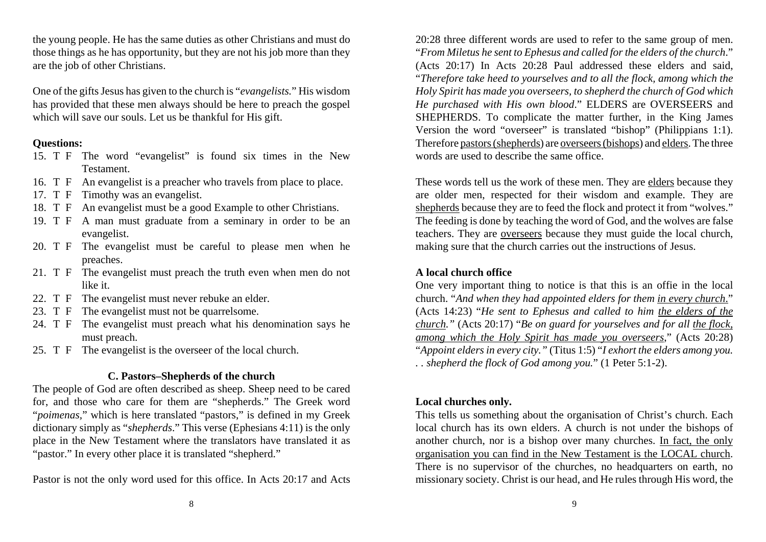the young people. He has the same duties as other Christians and must do those things as he has opportunity, but they are not his job more than they are the job of other Christians.

One of the gifts Jesus has given to the church is "*evangelists.*" His wisdom has provided that these men always should be here to preach the gospel which will save our souls. Let us be thankful for His gift.

**Questions:**

15. T F The word "evangelist" is found six times in the New Testament.
16. T F An evangelist is a preacher who travels from place to place.
17. T F Timothy was an evangelist.
18. T F An evangelist must be a good Example to other Christians.
19. T F A man must graduate from a seminary in order to be an evangelist.
20. T F The evangelist must be careful to please men when he preaches.
21. T F The evangelist must preach the truth even when men do not like it.
22. T F The evangelist must never rebuke an elder.
23. T F The evangelist must not be quarrelsome.
24. T F The evangelist must preach what his denomination says he must preach.
25. T F The evangelist is the overseer of the local church.

### C. Pastors–Shepherds of the church

The people of God are often described as sheep. Sheep need to be cared for, and those who care for them are "shepherds." The Greek word "*poimenas*," which is here translated "pastors," is defined in my Greek dictionary simply as "*shepherds*." This verse (Ephesians 4:11) is the only place in the New Testament where the translators have translated it as "pastor." In every other place it is translated "shepherd."

Pastor is not the only word used for this office. In Acts 20:17 and Acts 20:28 three different words are used to refer to the same group of men. "*From Miletus he sent to Ephesus and called for the elders of the church*." (Acts 20:17) In Acts 20:28 Paul addressed these elders and said, "*Therefore take heed to yourselves and to all the flock, among which the Holy Spirit has made you overseers, to shepherd the church of God which He purchased with His own blood*." ELDERS are OVERSEERS and SHEPHERDS. To complicate the matter further, in the King James Version the word "overseer" is translated "bishop" (Philippians 1:1). Therefore <u>pastors (shepherds)</u> are <u>overseers (bishops)</u> and <u>elders</u>. The three words are used to describe the same office.

These words tell us the work of these men. They are <u>elders</u> because they are older men, respected for their wisdom and example. They are <u>shepherds</u> because they are to feed the flock and protect it from "wolves." The feeding is done by teaching the word of God, and the wolves are false teachers. They are <u>overseers</u> because they must guide the local church, making sure that the church carries out the instructions of Jesus.

**A local church office**

One very important thing to notice is that this is an offie in the local church. "*And when they had appointed elders for them <u>in every church</u>.*" (Acts 14:23) "*He sent to Ephesus and called to him <u>the elders of the church</u>.*" (Acts 20:17) "*Be on guard for yourselves and for all <u>the flock, among which the Holy Spirit has made you overseers</u>,*" (Acts 20:28) "*Appoint elders in every city.*" (Titus 1:5) "*I exhort the elders among you. . . shepherd the flock of God among you.*" (1 Peter 5:1-2).

**Local churches only.**

This tells us something about the organisation of Christ's church. Each local church has its own elders. A church is not under the bishops of another church, nor is a bishop over many churches. <u>In fact, the only organisation you can find in the New Testament is the LOCAL church</u>. There is no supervisor of the churches, no headquarters on earth, no missionary society. Christ is our head, and He rules through His word, the